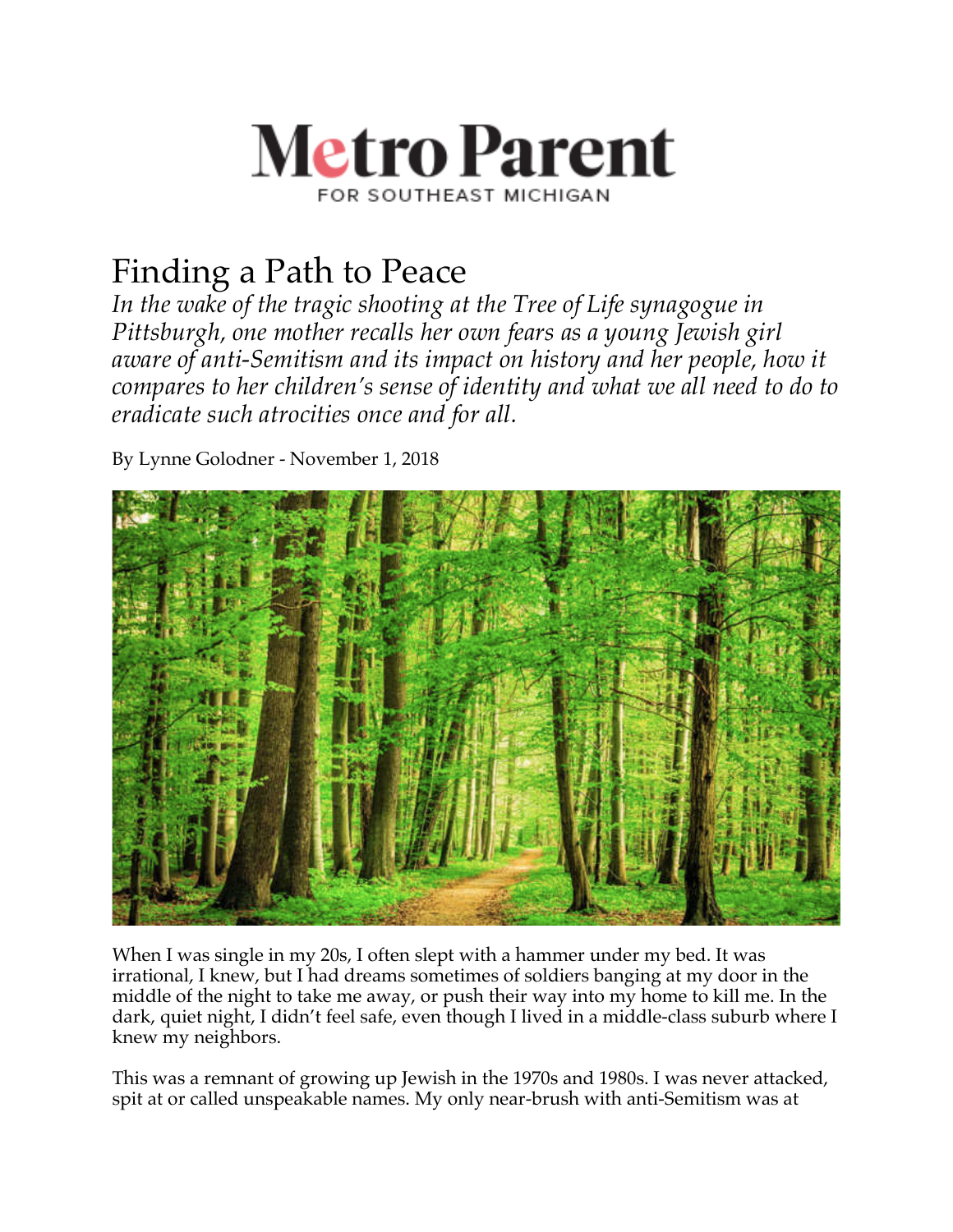# Metro Parent

FOR SOUTHEAST MICHIGAN

## Finding a Path to Peace

*In the wake of the tragic shooting at the Tree of Life synagogue in Pittsburgh, one mother recalls her own fears as a young Jewish girl aware of anti-Semitism and its impact on history and her people, how it compares to her children's sense of identity and what we all need to do to eradicate such atrocities once and for all.*

By Lynne Golodner - November 1, 2018

When I was single in my 20s, I often slept with a hammer under my bed. It was irrational, I knew, but I had dreams sometimes of soldiers banging at my door in the middle of the night to take me away, or push their way into my home to kill me. In the dark, quiet night, I didn't feel safe, even though I lived in a middle-class suburb where I knew my neighbors.

This was a remnant of growing up Jewish in the 1970s and 1980s. I was never attacked, spit at or called unspeakable names. My only near-brush with anti-Semitism was at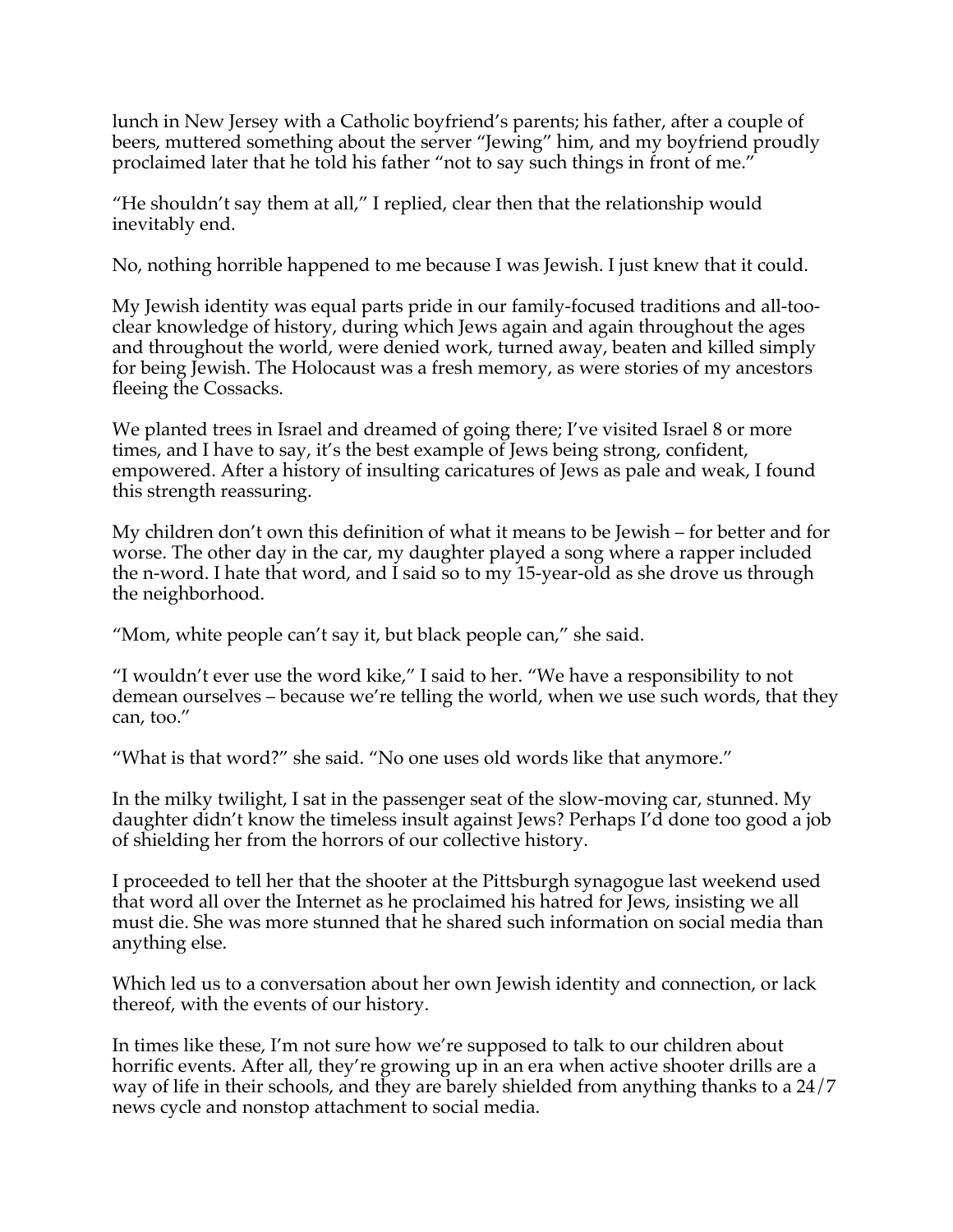lunch in New Jersey with a Catholic boyfriend's parents; his father, after a couple of beers, muttered something about the server "Jewing" him, and my boyfriend proudly proclaimed later that he told his father "not to say such things in front of me."

"He shouldn't say them at all," I replied, clear then that the relationship would inevitably end.

No, nothing horrible happened to me because I was Jewish. I just knew that it could.

My Jewish identity was equal parts pride in our family-focused traditions and all-too-clear knowledge of history, during which Jews again and again throughout the ages and throughout the world, were denied work, turned away, beaten and killed simply for being Jewish. The Holocaust was a fresh memory, as were stories of my ancestors fleeing the Cossacks.

We planted trees in Israel and dreamed of going there; I've visited Israel 8 or more times, and I have to say, it's the best example of Jews being strong, confident, empowered. After a history of insulting caricatures of Jews as pale and weak, I found this strength reassuring.

My children don't own this definition of what it means to be Jewish – for better and for worse. The other day in the car, my daughter played a song where a rapper included the n-word. I hate that word, and I said so to my 15-year-old as she drove us through the neighborhood.

"Mom, white people can't say it, but black people can," she said.

"I wouldn't ever use the word kike," I said to her. "We have a responsibility to not demean ourselves – because we're telling the world, when we use such words, that they can, too."

"What is that word?" she said. "No one uses old words like that anymore."

In the milky twilight, I sat in the passenger seat of the slow-moving car, stunned. My daughter didn't know the timeless insult against Jews? Perhaps I'd done too good a job of shielding her from the horrors of our collective history.

I proceeded to tell her that the shooter at the Pittsburgh synagogue last weekend used that word all over the Internet as he proclaimed his hatred for Jews, insisting we all must die. She was more stunned that he shared such information on social media than anything else.

Which led us to a conversation about her own Jewish identity and connection, or lack thereof, with the events of our history.

In times like these, I'm not sure how we're supposed to talk to our children about horrific events. After all, they're growing up in an era when active shooter drills are a way of life in their schools, and they are barely shielded from anything thanks to a 24/7 news cycle and nonstop attachment to social media.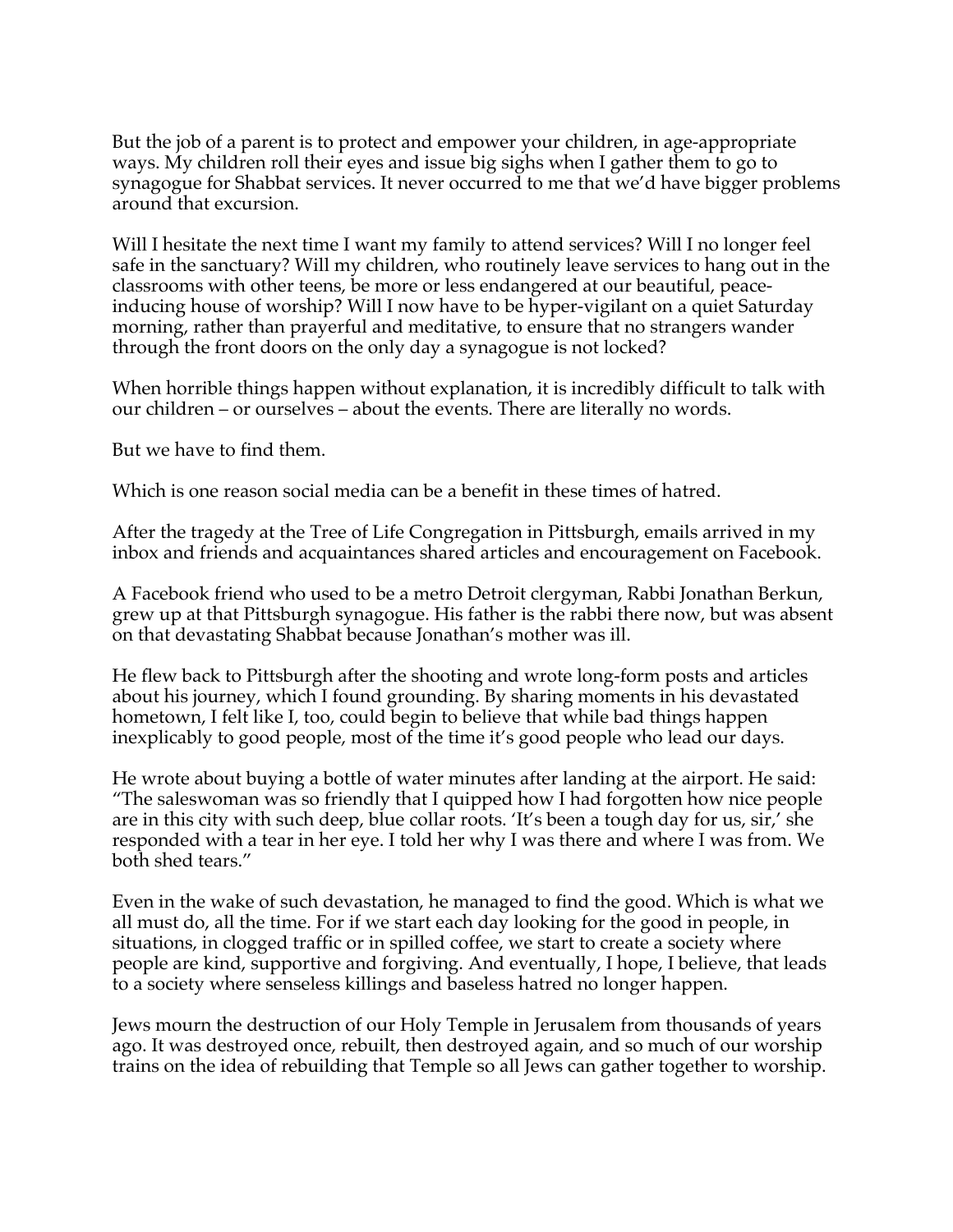But the job of a parent is to protect and empower your children, in age-appropriate ways. My children roll their eyes and issue big sighs when I gather them to go to synagogue for Shabbat services. It never occurred to me that we'd have bigger problems around that excursion.

Will I hesitate the next time I want my family to attend services? Will I no longer feel safe in the sanctuary? Will my children, who routinely leave services to hang out in the classrooms with other teens, be more or less endangered at our beautiful, peace-inducing house of worship? Will I now have to be hyper-vigilant on a quiet Saturday morning, rather than prayerful and meditative, to ensure that no strangers wander through the front doors on the only day a synagogue is not locked?

When horrible things happen without explanation, it is incredibly difficult to talk with our children – or ourselves – about the events. There are literally no words.

But we have to find them.

Which is one reason social media can be a benefit in these times of hatred.

After the tragedy at the Tree of Life Congregation in Pittsburgh, emails arrived in my inbox and friends and acquaintances shared articles and encouragement on Facebook.

A Facebook friend who used to be a metro Detroit clergyman, Rabbi Jonathan Berkun, grew up at that Pittsburgh synagogue. His father is the rabbi there now, but was absent on that devastating Shabbat because Jonathan's mother was ill.

He flew back to Pittsburgh after the shooting and wrote long-form posts and articles about his journey, which I found grounding. By sharing moments in his devastated hometown, I felt like I, too, could begin to believe that while bad things happen inexplicably to good people, most of the time it's good people who lead our days.

He wrote about buying a bottle of water minutes after landing at the airport. He said: "The saleswoman was so friendly that I quipped how I had forgotten how nice people are in this city with such deep, blue collar roots. 'It's been a tough day for us, sir,' she responded with a tear in her eye. I told her why I was there and where I was from. We both shed tears."

Even in the wake of such devastation, he managed to find the good. Which is what we all must do, all the time. For if we start each day looking for the good in people, in situations, in clogged traffic or in spilled coffee, we start to create a society where people are kind, supportive and forgiving. And eventually, I hope, I believe, that leads to a society where senseless killings and baseless hatred no longer happen.

Jews mourn the destruction of our Holy Temple in Jerusalem from thousands of years ago. It was destroyed once, rebuilt, then destroyed again, and so much of our worship trains on the idea of rebuilding that Temple so all Jews can gather together to worship.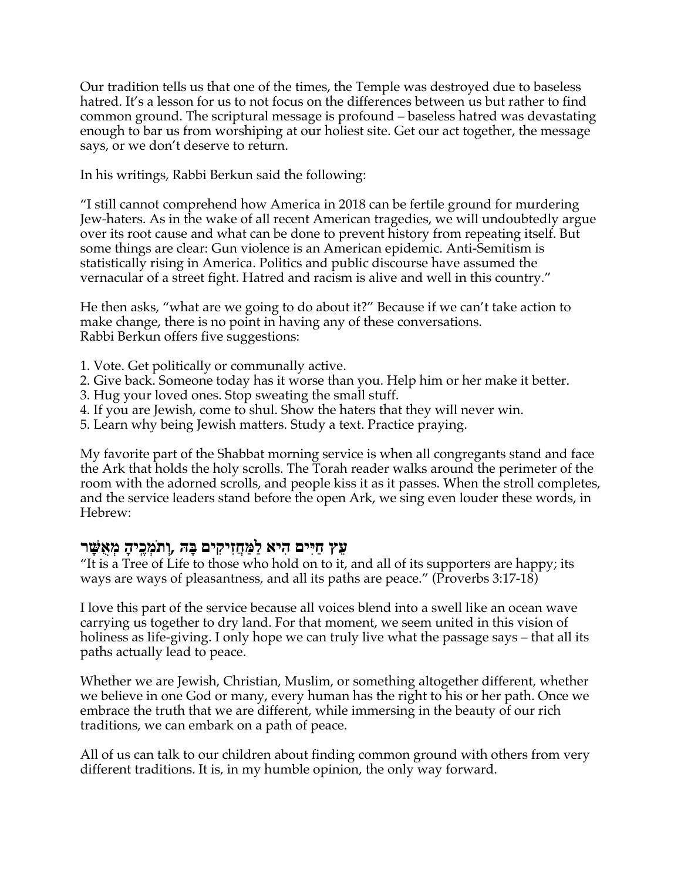Our tradition tells us that one of the times, the Temple was destroyed due to baseless hatred. It's a lesson for us to not focus on the differences between us but rather to find common ground. The scriptural message is profound – baseless hatred was devastating enough to bar us from worshiping at our holiest site. Get our act together, the message says, or we don't deserve to return.

In his writings, Rabbi Berkun said the following:

"I still cannot comprehend how America in 2018 can be fertile ground for murdering Jew-haters. As in the wake of all recent American tragedies, we will undoubtedly argue over its root cause and what can be done to prevent history from repeating itself. But some things are clear: Gun violence is an American epidemic. Anti-Semitism is statistically rising in America. Politics and public discourse have assumed the vernacular of a street fight. Hatred and racism is alive and well in this country."

He then asks, "what are we going to do about it?" Because if we can't take action to make change, there is no point in having any of these conversations.
Rabbi Berkun offers five suggestions:

1. Vote. Get politically or communally active.
2. Give back. Someone today has it worse than you. Help him or her make it better.
3. Hug your loved ones. Stop sweating the small stuff.
4. If you are Jewish, come to shul. Show the haters that they will never win.
5. Learn why being Jewish matters. Study a text. Practice praying.

My favorite part of the Shabbat morning service is when all congregants stand and face the Ark that holds the holy scrolls. The Torah reader walks around the perimeter of the room with the adorned scrolls, and people kiss it as it passes. When the stroll completes, and the service leaders stand before the open Ark, we sing even louder these words, in Hebrew:

**עֵץ חַיִּים הִיא לַמַּחֲזִיקִים בָּהּ ,וְתֹמְכֶיהָ מְאֻשָּׁר**

"It is a Tree of Life to those who hold on to it, and all of its supporters are happy; its ways are ways of pleasantness, and all its paths are peace." (Proverbs 3:17-18)

I love this part of the service because all voices blend into a swell like an ocean wave carrying us together to dry land. For that moment, we seem united in this vision of holiness as life-giving. I only hope we can truly live what the passage says – that all its paths actually lead to peace.

Whether we are Jewish, Christian, Muslim, or something altogether different, whether we believe in one God or many, every human has the right to his or her path. Once we embrace the truth that we are different, while immersing in the beauty of our rich traditions, we can embark on a path of peace.

All of us can talk to our children about finding common ground with others from very different traditions. It is, in my humble opinion, the only way forward.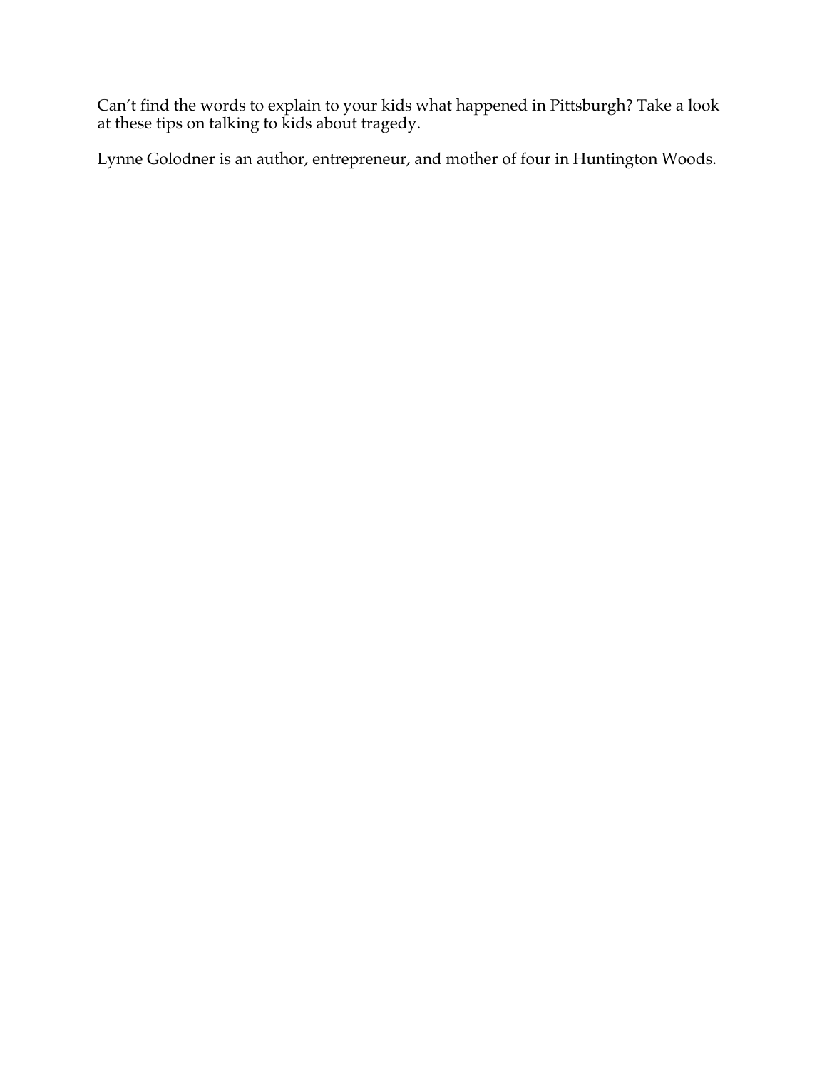Can't find the words to explain to your kids what happened in Pittsburgh? Take a look at these tips on talking to kids about tragedy.

Lynne Golodner is an author, entrepreneur, and mother of four in Huntington Woods.